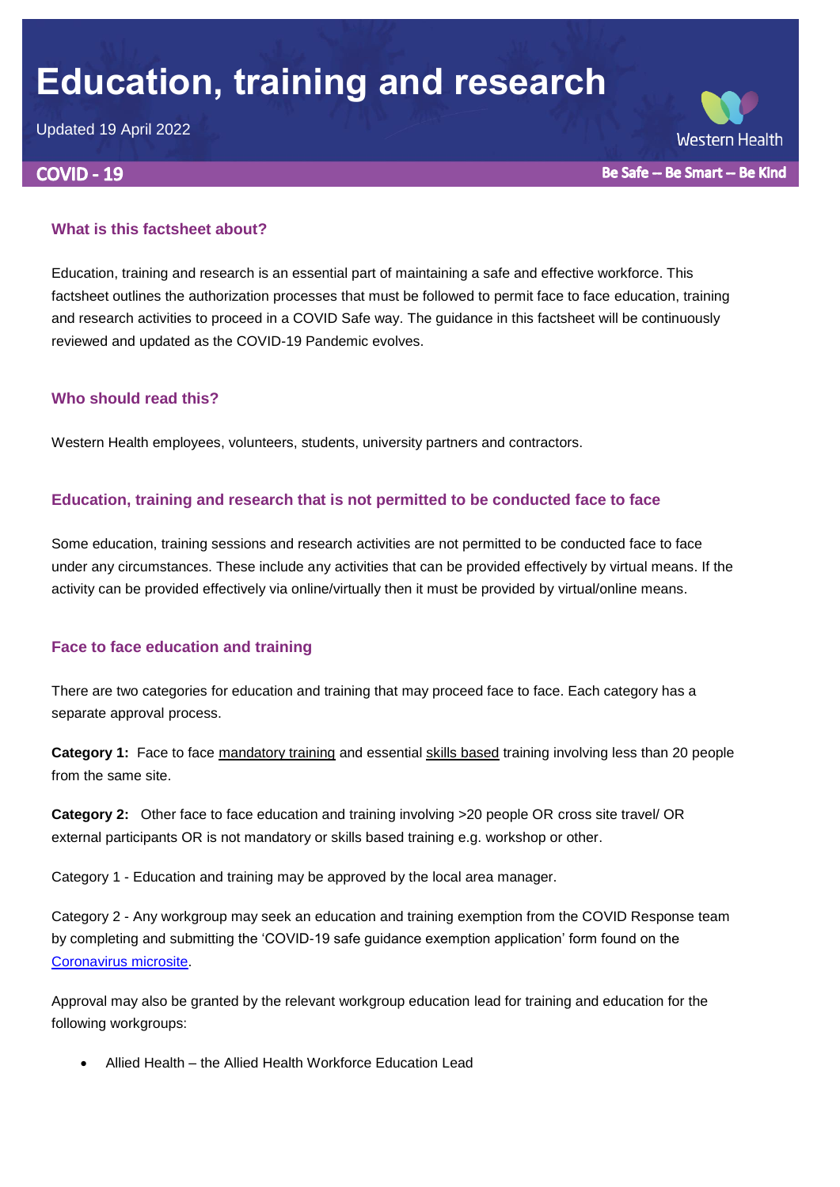# Education, training and research

Updated 19 April 2022

Western Health

COVID - 19

Be Safe – Be Smart – Be Kind

## What is this factsheet about?

Education, training and research is an essential part of maintaining a safe and effective workforce. This factsheet outlines the authorization processes that must be followed to permit face to face education, training and research activities to proceed in a COVID Safe way. The guidance in this factsheet will be continuously reviewed and updated as the COVID-19 Pandemic evolves.

## Who should read this?

Western Health employees, volunteers, students, university partners and contractors.

## Education, training and research that is not permitted to be conducted face to face

Some education, training sessions and research activities are not permitted to be conducted face to face under any circumstances. These include any activities that can be provided effectively by virtual means. If the activity can be provided effectively via online/virtually then it must be provided by virtual/online means.

## Face to face education and training

There are two categories for education and training that may proceed face to face. Each category has a separate approval process.

**Category 1:** Face to face mandatory training and essential skills based training involving less than 20 people from the same site.

**Category 2:** Other face to face education and training involving >20 people OR cross site travel/ OR external participants OR is not mandatory or skills based training e.g. workshop or other.

Category 1 - Education and training may be approved by the local area manager.

Category 2 - Any workgroup may seek an education and training exemption from the COVID Response team by completing and submitting the 'COVID-19 safe guidance exemption application' form found on the Coronavirus microsite.

Approval may also be granted by the relevant workgroup education lead for training and education for the following workgroups:

- Allied Health – the Allied Health Workforce Education Lead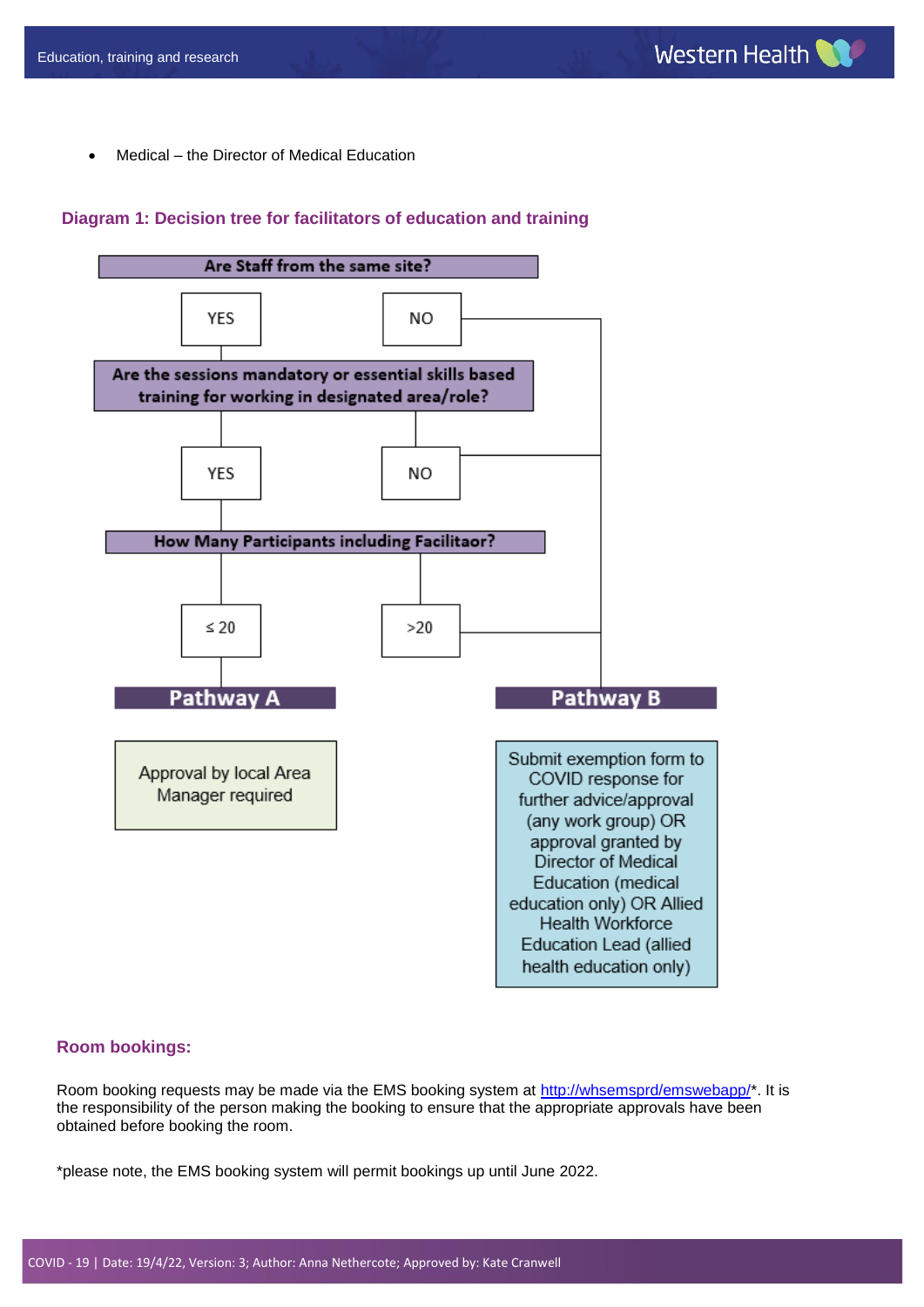- Medical – the Director of Medical Education

**Diagram 1: Decision tree for facilitators of education and training**

Are Staff from the same site?

YES

NO

Are the sessions mandatory or essential skills based training for working in designated area/role?

YES

NO

How Many Participants including Facilitaor?

≤ 20

>20

Pathway A

Pathway B

Approval by local Area Manager required

Submit exemption form to COVID response for further advice/approval (any work group) OR approval granted by Director of Medical Education (medical education only) OR Allied Health Workforce Education Lead (allied health education only)

**Room bookings:**

Room booking requests may be made via the EMS booking system at http://whsemsprd/emswebapp/*. It is the responsibility of the person making the booking to ensure that the appropriate approvals have been obtained before booking the room.

*please note, the EMS booking system will permit bookings up until June 2022.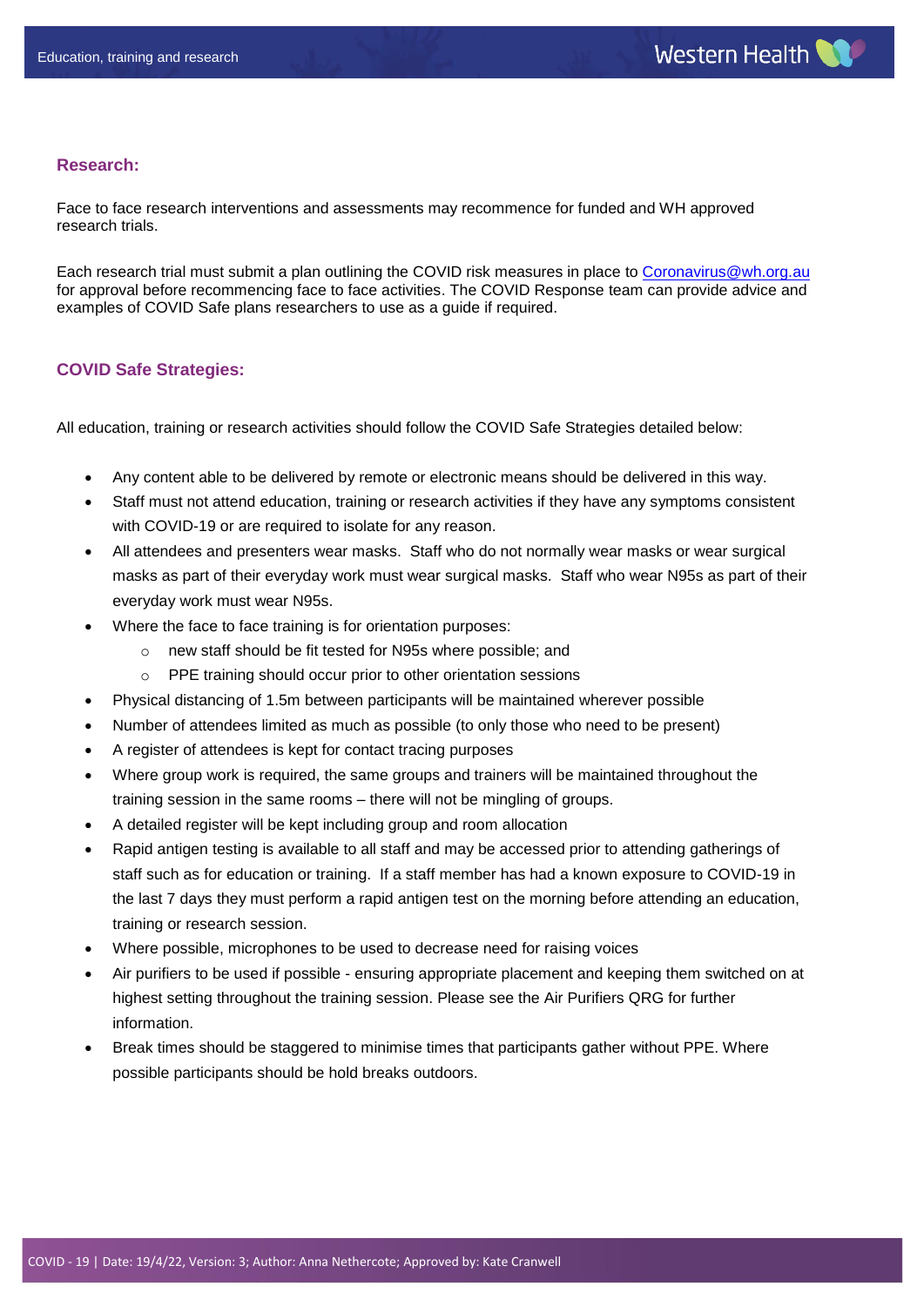## Research:

Face to face research interventions and assessments may recommence for funded and WH approved research trials.

Each research trial must submit a plan outlining the COVID risk measures in place to Coronavirus@wh.org.au for approval before recommencing face to face activities. The COVID Response team can provide advice and examples of COVID Safe plans researchers to use as a guide if required.

## COVID Safe Strategies:

All education, training or research activities should follow the COVID Safe Strategies detailed below:

- Any content able to be delivered by remote or electronic means should be delivered in this way.
- Staff must not attend education, training or research activities if they have any symptoms consistent with COVID-19 or are required to isolate for any reason.
- All attendees and presenters wear masks. Staff who do not normally wear masks or wear surgical masks as part of their everyday work must wear surgical masks. Staff who wear N95s as part of their everyday work must wear N95s.
- Where the face to face training is for orientation purposes:
  - new staff should be fit tested for N95s where possible; and
  - PPE training should occur prior to other orientation sessions
- Physical distancing of 1.5m between participants will be maintained wherever possible
- Number of attendees limited as much as possible (to only those who need to be present)
- A register of attendees is kept for contact tracing purposes
- Where group work is required, the same groups and trainers will be maintained throughout the training session in the same rooms – there will not be mingling of groups.
- A detailed register will be kept including group and room allocation
- Rapid antigen testing is available to all staff and may be accessed prior to attending gatherings of staff such as for education or training. If a staff member has had a known exposure to COVID-19 in the last 7 days they must perform a rapid antigen test on the morning before attending an education, training or research session.
- Where possible, microphones to be used to decrease need for raising voices
- Air purifiers to be used if possible - ensuring appropriate placement and keeping them switched on at highest setting throughout the training session. Please see the Air Purifiers QRG for further information.
- Break times should be staggered to minimise times that participants gather without PPE. Where possible participants should be hold breaks outdoors.